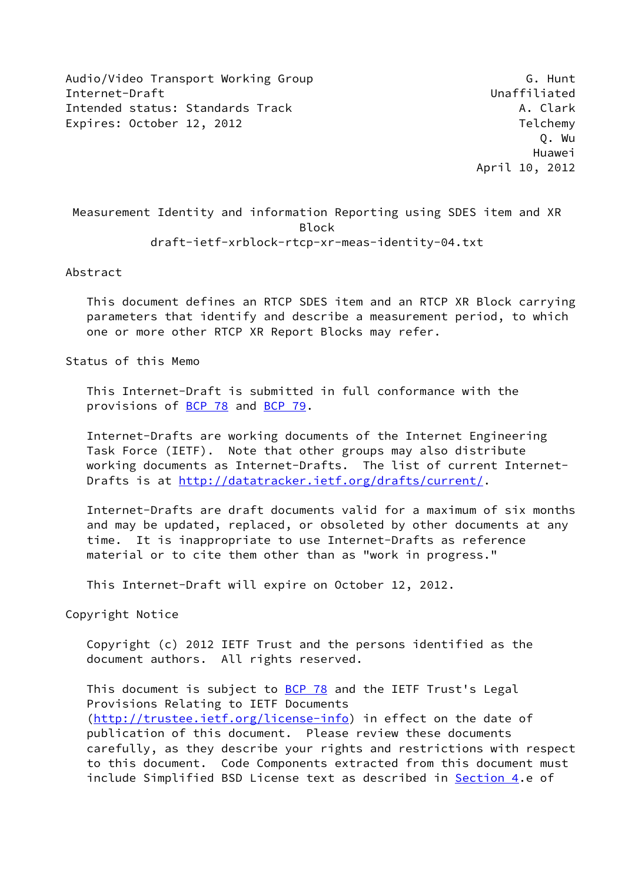Audio/Video Transport Working Group G. Hunt
Internet-Draft Unaffiliated
Intended status: Standards Track A. Clark
Expires: October 12, 2012 Telchemy
Q. Wu
Huawei
April 10, 2012

# Measurement Identity and information Reporting using SDES item and XR Block
draft-ietf-xrblock-rtcp-xr-meas-identity-04.txt

## Abstract

This document defines an RTCP SDES item and an RTCP XR Block carrying parameters that identify and describe a measurement period, to which one or more other RTCP XR Report Blocks may refer.

## Status of this Memo

This Internet-Draft is submitted in full conformance with the provisions of BCP 78 and BCP 79.

Internet-Drafts are working documents of the Internet Engineering Task Force (IETF). Note that other groups may also distribute working documents as Internet-Drafts. The list of current Internet-Drafts is at http://datatracker.ietf.org/drafts/current/.

Internet-Drafts are draft documents valid for a maximum of six months and may be updated, replaced, or obsoleted by other documents at any time. It is inappropriate to use Internet-Drafts as reference material or to cite them other than as "work in progress."

This Internet-Draft will expire on October 12, 2012.

## Copyright Notice

Copyright (c) 2012 IETF Trust and the persons identified as the document authors. All rights reserved.

This document is subject to BCP 78 and the IETF Trust's Legal Provisions Relating to IETF Documents (http://trustee.ietf.org/license-info) in effect on the date of publication of this document. Please review these documents carefully, as they describe your rights and restrictions with respect to this document. Code Components extracted from this document must include Simplified BSD License text as described in Section 4.e of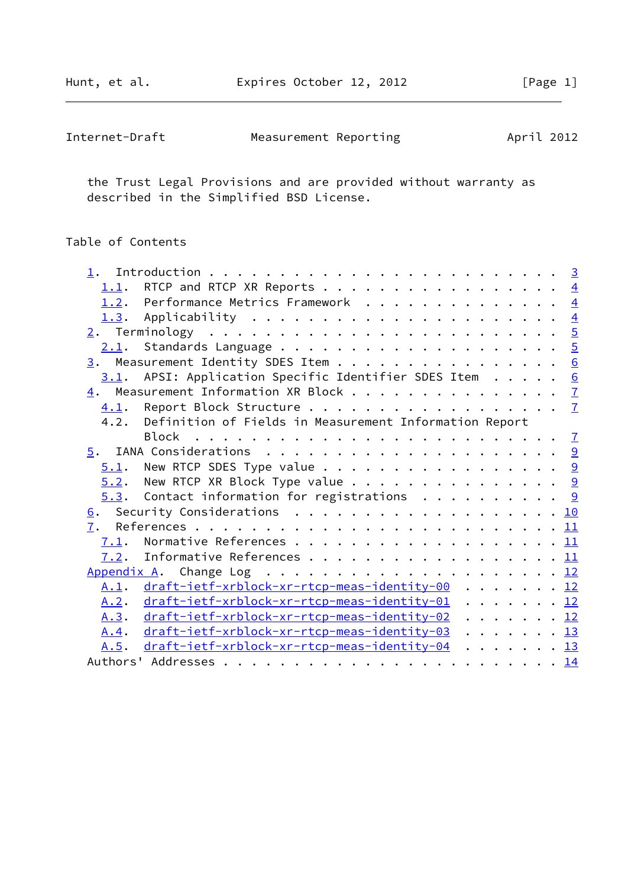the Trust Legal Provisions and are provided without warranty as described in the Simplified BSD License.

## Table of Contents

- 1. Introduction . . . . . . . . . . . . . . . . . . . . . . . . 3
  - 1.1. RTCP and RTCP XR Reports . . . . . . . . . . . . . . . . 4
  - 1.2. Performance Metrics Framework . . . . . . . . . . . . . . 4
  - 1.3. Applicability . . . . . . . . . . . . . . . . . . . . . . 4
- 2. Terminology . . . . . . . . . . . . . . . . . . . . . . . . . 5
  - 2.1. Standards Language . . . . . . . . . . . . . . . . . . . 5
- 3. Measurement Identity SDES Item . . . . . . . . . . . . . . . 6
  - 3.1. APSI: Application Specific Identifier SDES Item . . . . . 6
- 4. Measurement Information XR Block . . . . . . . . . . . . . . 7
  - 4.1. Report Block Structure . . . . . . . . . . . . . . . . . 7
  - 4.2. Definition of Fields in Measurement Information Report Block . . . . . . . . . . . . . . . . . . . . . . . . . 7
- 5. IANA Considerations . . . . . . . . . . . . . . . . . . . . . 9
  - 5.1. New RTCP SDES Type value . . . . . . . . . . . . . . . . 9
  - 5.2. New RTCP XR Block Type value . . . . . . . . . . . . . . 9
  - 5.3. Contact information for registrations . . . . . . . . . . 9
- 6. Security Considerations . . . . . . . . . . . . . . . . . . . 10
- 7. References . . . . . . . . . . . . . . . . . . . . . . . . . 11
  - 7.1. Normative References . . . . . . . . . . . . . . . . . . 11
  - 7.2. Informative References . . . . . . . . . . . . . . . . . 11
- Appendix A. Change Log . . . . . . . . . . . . . . . . . . . . . 12
  - A.1. draft-ietf-xrblock-xr-rtcp-meas-identity-00 . . . . . . . 12
  - A.2. draft-ietf-xrblock-xr-rtcp-meas-identity-01 . . . . . . . 12
  - A.3. draft-ietf-xrblock-xr-rtcp-meas-identity-02 . . . . . . . 12
  - A.4. draft-ietf-xrblock-xr-rtcp-meas-identity-03 . . . . . . . 13
  - A.5. draft-ietf-xrblock-xr-rtcp-meas-identity-04 . . . . . . . 13
- Authors' Addresses . . . . . . . . . . . . . . . . . . . . . . . 14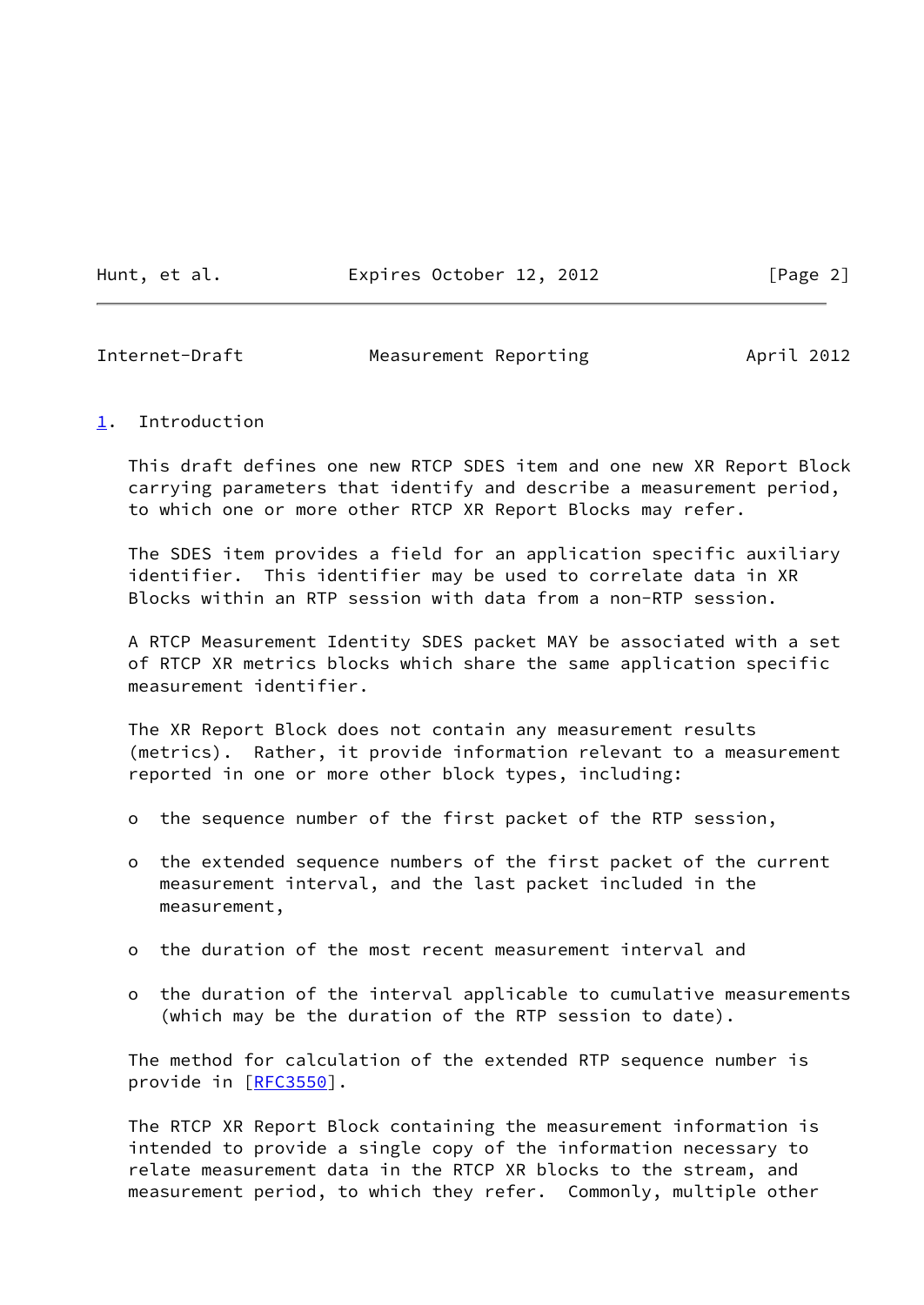## 1. Introduction

This draft defines one new RTCP SDES item and one new XR Report Block carrying parameters that identify and describe a measurement period, to which one or more other RTCP XR Report Blocks may refer.

The SDES item provides a field for an application specific auxiliary identifier. This identifier may be used to correlate data in XR Blocks within an RTP session with data from a non-RTP session.

A RTCP Measurement Identity SDES packet MAY be associated with a set of RTCP XR metrics blocks which share the same application specific measurement identifier.

The XR Report Block does not contain any measurement results (metrics). Rather, it provide information relevant to a measurement reported in one or more other block types, including:

- the sequence number of the first packet of the RTP session,
- the extended sequence numbers of the first packet of the current measurement interval, and the last packet included in the measurement,
- the duration of the most recent measurement interval and
- the duration of the interval applicable to cumulative measurements (which may be the duration of the RTP session to date).

The method for calculation of the extended RTP sequence number is provide in [RFC3550].

The RTCP XR Report Block containing the measurement information is intended to provide a single copy of the information necessary to relate measurement data in the RTCP XR blocks to the stream, and measurement period, to which they refer. Commonly, multiple other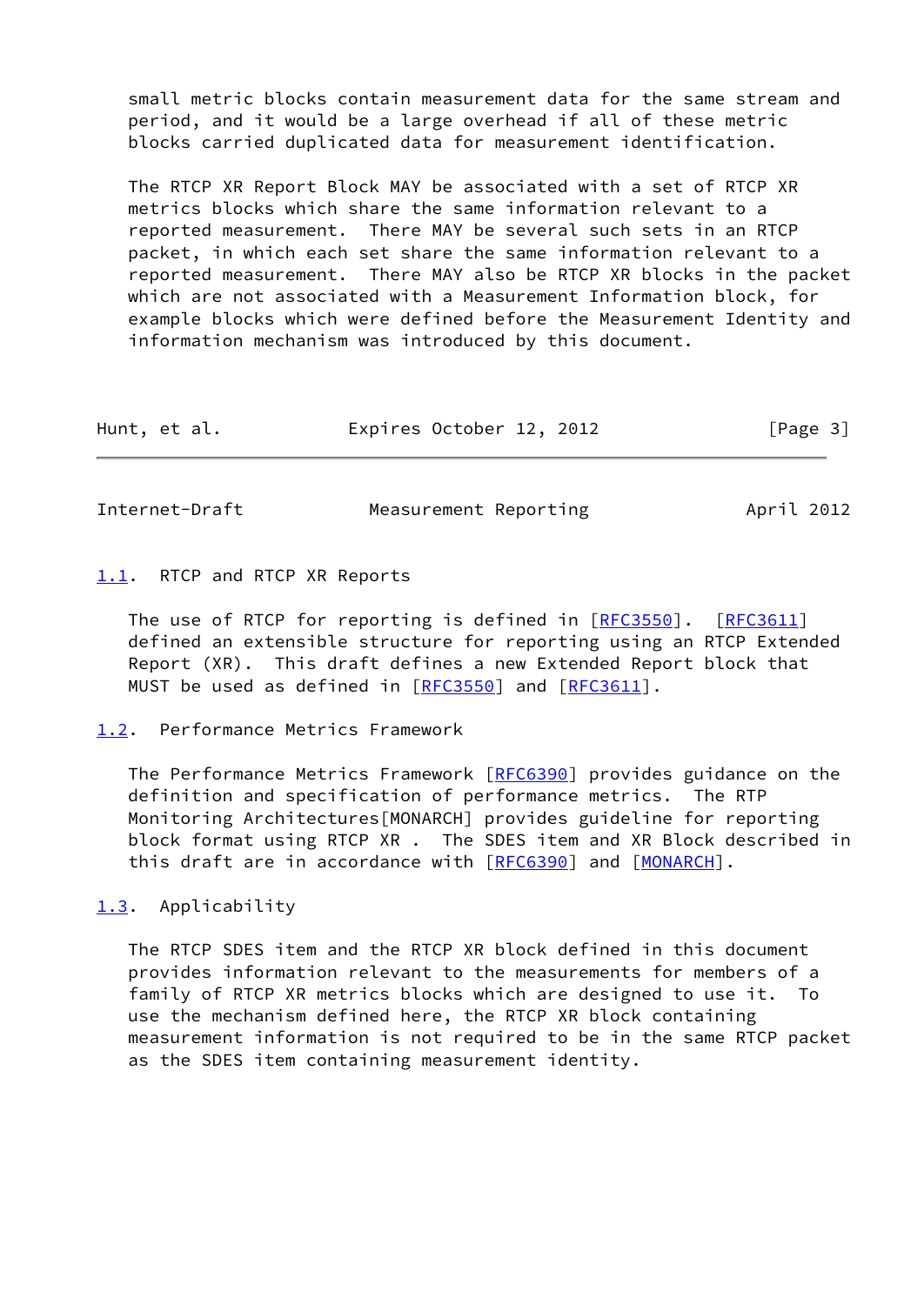small metric blocks contain measurement data for the same stream and period, and it would be a large overhead if all of these metric blocks carried duplicated data for measurement identification.

The RTCP XR Report Block MAY be associated with a set of RTCP XR metrics blocks which share the same information relevant to a reported measurement. There MAY be several such sets in an RTCP packet, in which each set share the same information relevant to a reported measurement. There MAY also be RTCP XR blocks in the packet which are not associated with a Measurement Information block, for example blocks which were defined before the Measurement Identity and information mechanism was introduced by this document.

### 1.1. RTCP and RTCP XR Reports

The use of RTCP for reporting is defined in [RFC3550]. [RFC3611] defined an extensible structure for reporting using an RTCP Extended Report (XR). This draft defines a new Extended Report block that MUST be used as defined in [RFC3550] and [RFC3611].

### 1.2. Performance Metrics Framework

The Performance Metrics Framework [RFC6390] provides guidance on the definition and specification of performance metrics. The RTP Monitoring Architectures[MONARCH] provides guideline for reporting block format using RTCP XR . The SDES item and XR Block described in this draft are in accordance with [RFC6390] and [MONARCH].

### 1.3. Applicability

The RTCP SDES item and the RTCP XR block defined in this document provides information relevant to the measurements for members of a family of RTCP XR metrics blocks which are designed to use it. To use the mechanism defined here, the RTCP XR block containing measurement information is not required to be in the same RTCP packet as the SDES item containing measurement identity.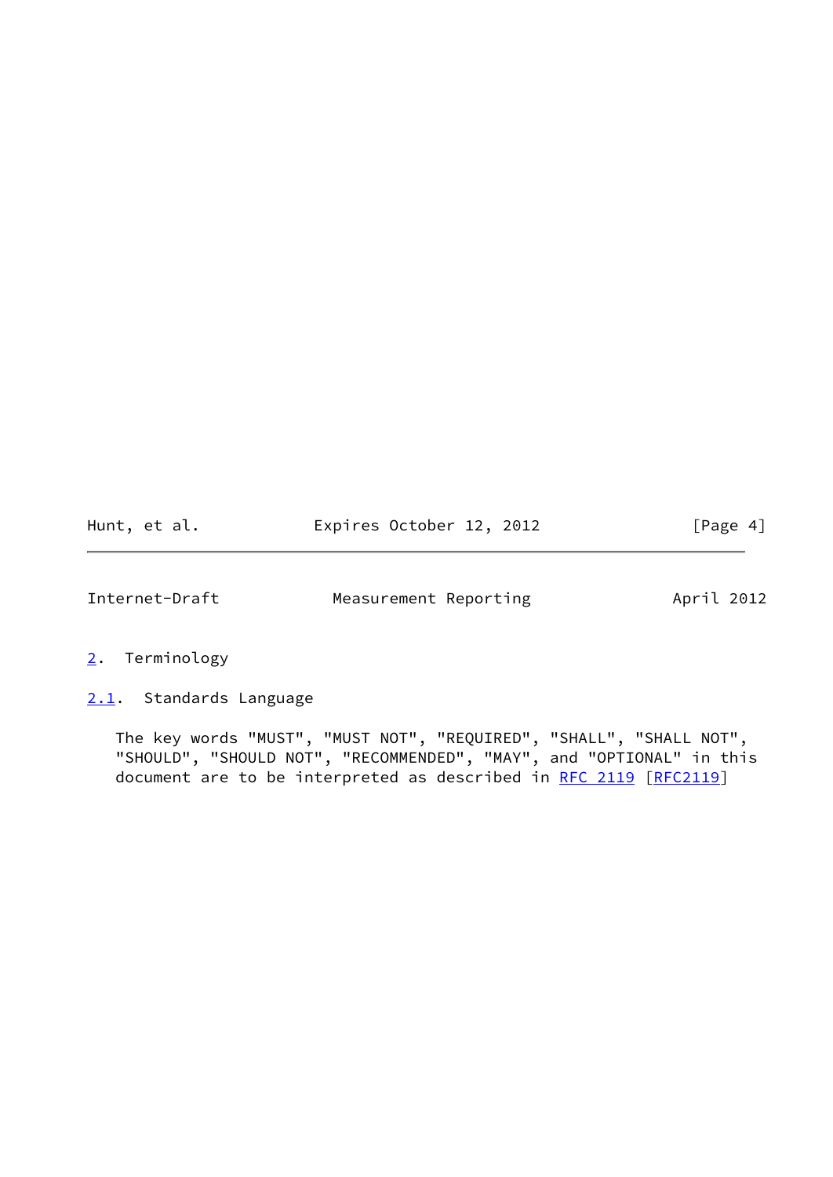## 2. Terminology

### 2.1. Standards Language

The key words "MUST", "MUST NOT", "REQUIRED", "SHALL", "SHALL NOT", "SHOULD", "SHOULD NOT", "RECOMMENDED", "MAY", and "OPTIONAL" in this document are to be interpreted as described in RFC 2119 [RFC2119]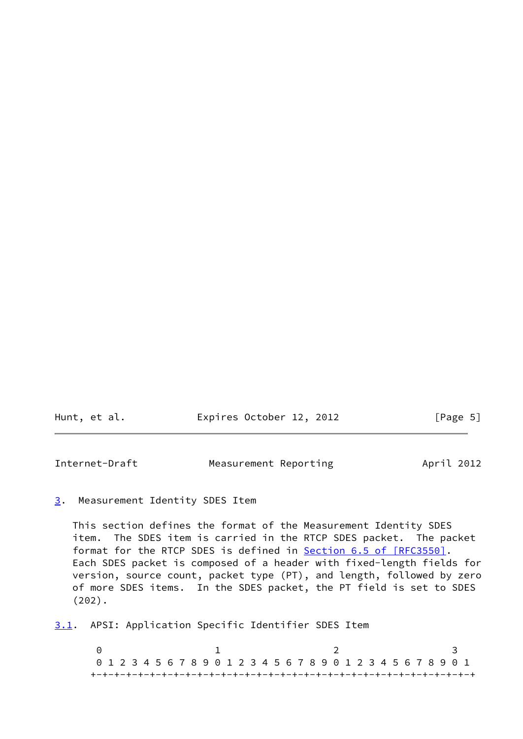## 3. Measurement Identity SDES Item

This section defines the format of the Measurement Identity SDES item. The SDES item is carried in the RTCP SDES packet. The packet format for the RTCP SDES is defined in Section 6.5 of [RFC3550]. Each SDES packet is composed of a header with fixed-length fields for version, source count, packet type (PT), and length, followed by zero of more SDES items. In the SDES packet, the PT field is set to SDES (202).

### 3.1. APSI: Application Specific Identifier SDES Item

```
 0                   1                   2                   3
 0 1 2 3 4 5 6 7 8 9 0 1 2 3 4 5 6 7 8 9 0 1 2 3 4 5 6 7 8 9 0 1
+-+-+-+-+-+-+-+-+-+-+-+-+-+-+-+-+-+-+-+-+-+-+-+-+-+-+-+-+-+-+-+-+
```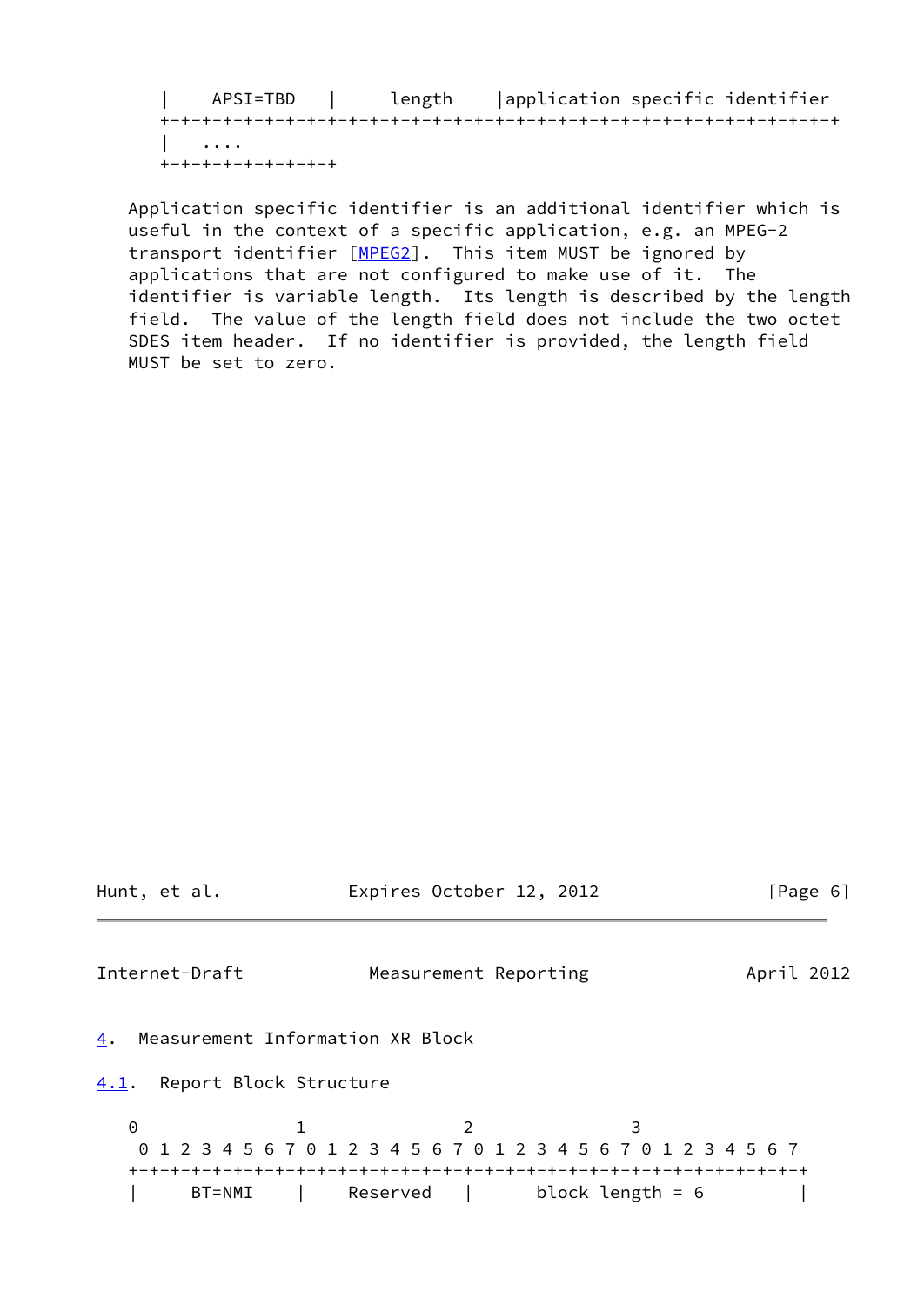```
   |    APSI=TBD   |     length    |application specific identifier
   +-+-+-+-+-+-+-+-+-+-+-+-+-+-+-+-+-+-+-+-+-+-+-+-+-+-+-+-+-+-+-+-+
   |   ....
   +-+-+-+-+-+-+-+-+
```

Application specific identifier is an additional identifier which is useful in the context of a specific application, e.g. an MPEG-2 transport identifier [MPEG2]. This item MUST be ignored by applications that are not configured to make use of it. The identifier is variable length. Its length is described by the length field. The value of the length field does not include the two octet SDES item header. If no identifier is provided, the length field MUST be set to zero.

## 4. Measurement Information XR Block

### 4.1. Report Block Structure

```
    0               1               2               3
    0 1 2 3 4 5 6 7 0 1 2 3 4 5 6 7 0 1 2 3 4 5 6 7 0 1 2 3 4 5 6 7
   +-+-+-+-+-+-+-+-+-+-+-+-+-+-+-+-+-+-+-+-+-+-+-+-+-+-+-+-+-+-+-+-+
   |     BT=NMI    |    Reserved   |      block length = 6         |
```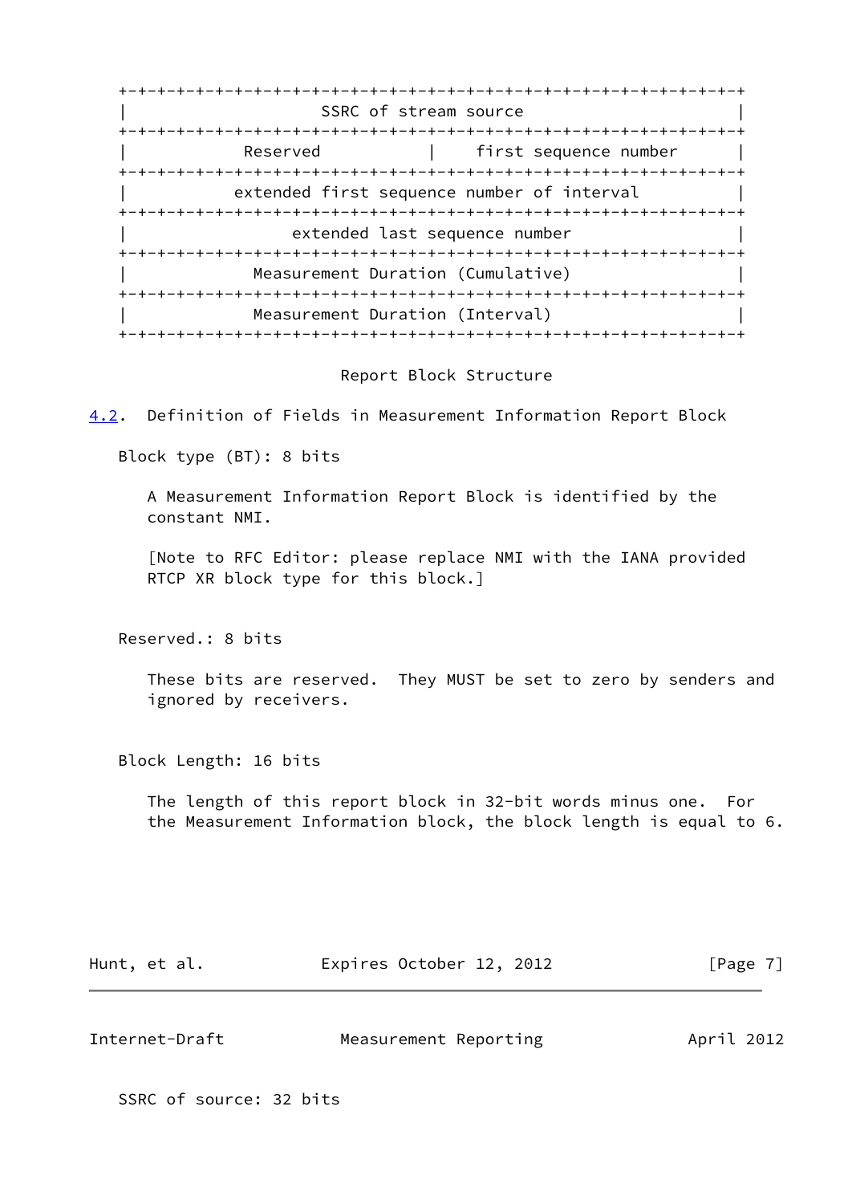```
+-+-+-+-+-+-+-+-+-+-+-+-+-+-+-+-+-+-+-+-+-+-+-+-+-+-+-+-+-+-+-+-+
|                     SSRC of stream source                       |
+-+-+-+-+-+-+-+-+-+-+-+-+-+-+-+-+-+-+-+-+-+-+-+-+-+-+-+-+-+-+-+-+
|            Reserved            |    first sequence number     |
+-+-+-+-+-+-+-+-+-+-+-+-+-+-+-+-+-+-+-+-+-+-+-+-+-+-+-+-+-+-+-+-+
|          extended first sequence number of interval           |
+-+-+-+-+-+-+-+-+-+-+-+-+-+-+-+-+-+-+-+-+-+-+-+-+-+-+-+-+-+-+-+-+
|                 extended last sequence number                 |
+-+-+-+-+-+-+-+-+-+-+-+-+-+-+-+-+-+-+-+-+-+-+-+-+-+-+-+-+-+-+-+-+
|              Measurement Duration (Cumulative)                |
+-+-+-+-+-+-+-+-+-+-+-+-+-+-+-+-+-+-+-+-+-+-+-+-+-+-+-+-+-+-+-+-+
|              Measurement Duration (Interval)                  |
+-+-+-+-+-+-+-+-+-+-+-+-+-+-+-+-+-+-+-+-+-+-+-+-+-+-+-+-+-+-+-+-+
```

Report Block Structure

### 4.2. Definition of Fields in Measurement Information Report Block

Block type (BT): 8 bits

A Measurement Information Report Block is identified by the constant NMI.

[Note to RFC Editor: please replace NMI with the IANA provided RTCP XR block type for this block.]

Reserved.: 8 bits

These bits are reserved. They MUST be set to zero by senders and ignored by receivers.

Block Length: 16 bits

The length of this report block in 32-bit words minus one. For the Measurement Information block, the block length is equal to 6.

SSRC of source: 32 bits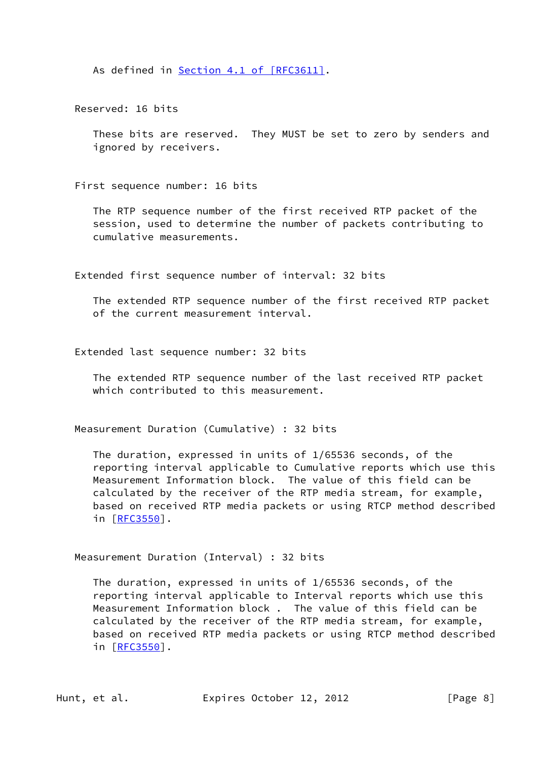As defined in Section 4.1 of [RFC3611].

Reserved: 16 bits

These bits are reserved. They MUST be set to zero by senders and ignored by receivers.

First sequence number: 16 bits

The RTP sequence number of the first received RTP packet of the session, used to determine the number of packets contributing to cumulative measurements.

Extended first sequence number of interval: 32 bits

The extended RTP sequence number of the first received RTP packet of the current measurement interval.

Extended last sequence number: 32 bits

The extended RTP sequence number of the last received RTP packet which contributed to this measurement.

Measurement Duration (Cumulative) : 32 bits

The duration, expressed in units of 1/65536 seconds, of the reporting interval applicable to Cumulative reports which use this Measurement Information block. The value of this field can be calculated by the receiver of the RTP media stream, for example, based on received RTP media packets or using RTCP method described in [RFC3550].

Measurement Duration (Interval) : 32 bits

The duration, expressed in units of 1/65536 seconds, of the reporting interval applicable to Interval reports which use this Measurement Information block . The value of this field can be calculated by the receiver of the RTP media stream, for example, based on received RTP media packets or using RTCP method described in [RFC3550].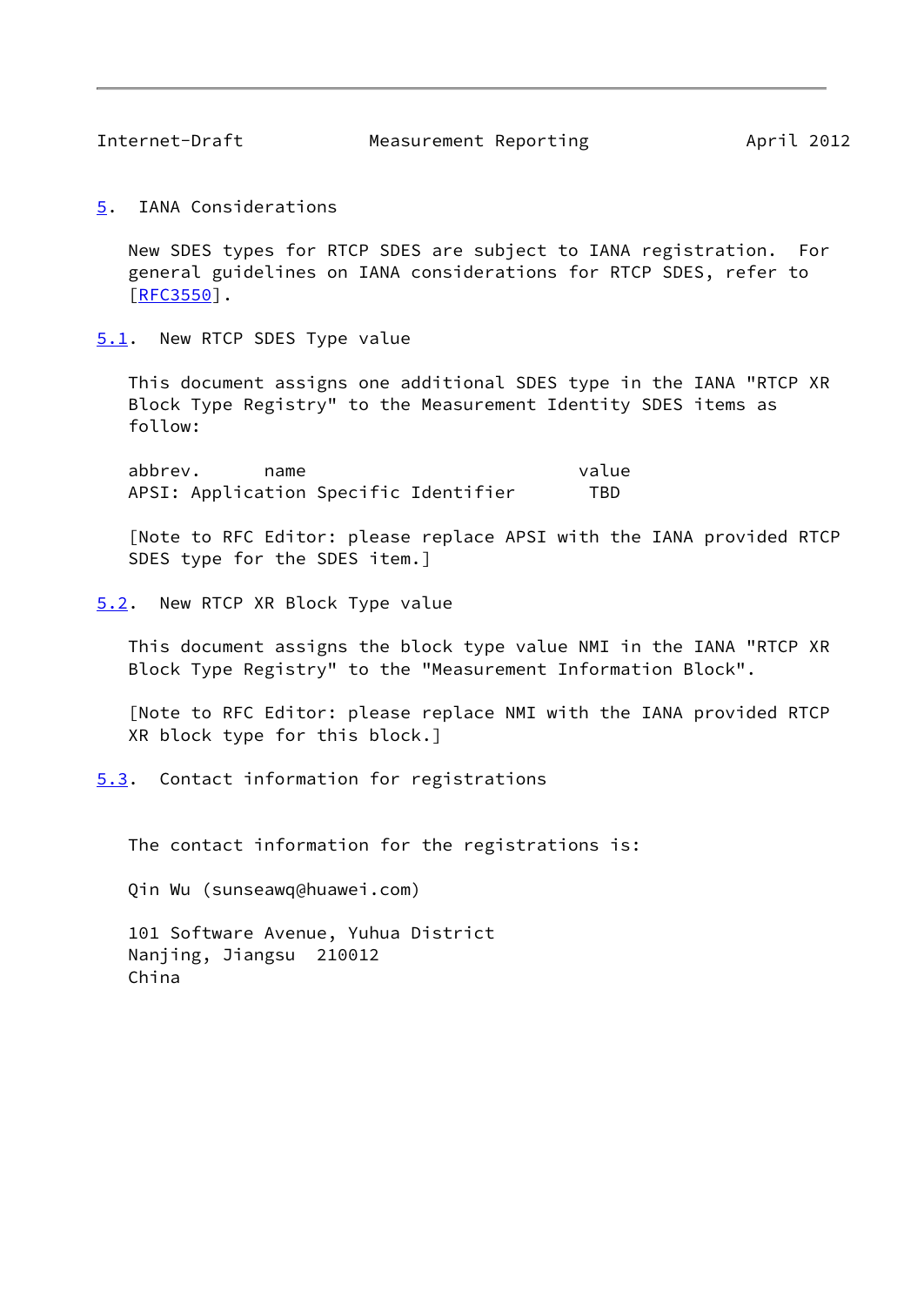## 5. IANA Considerations

New SDES types for RTCP SDES are subject to IANA registration. For general guidelines on IANA considerations for RTCP SDES, refer to [RFC3550].

### 5.1. New RTCP SDES Type value

This document assigns one additional SDES type in the IANA "RTCP XR Block Type Registry" to the Measurement Identity SDES items as follow:

```
abbrev.      name                              value
APSI: Application Specific Identifier          TBD
```

[Note to RFC Editor: please replace APSI with the IANA provided RTCP SDES type for the SDES item.]

### 5.2. New RTCP XR Block Type value

This document assigns the block type value NMI in the IANA "RTCP XR Block Type Registry" to the "Measurement Information Block".

[Note to RFC Editor: please replace NMI with the IANA provided RTCP XR block type for this block.]

### 5.3. Contact information for registrations

The contact information for the registrations is:

Qin Wu (sunseawq@huawei.com)

101 Software Avenue, Yuhua District
Nanjing, Jiangsu 210012
China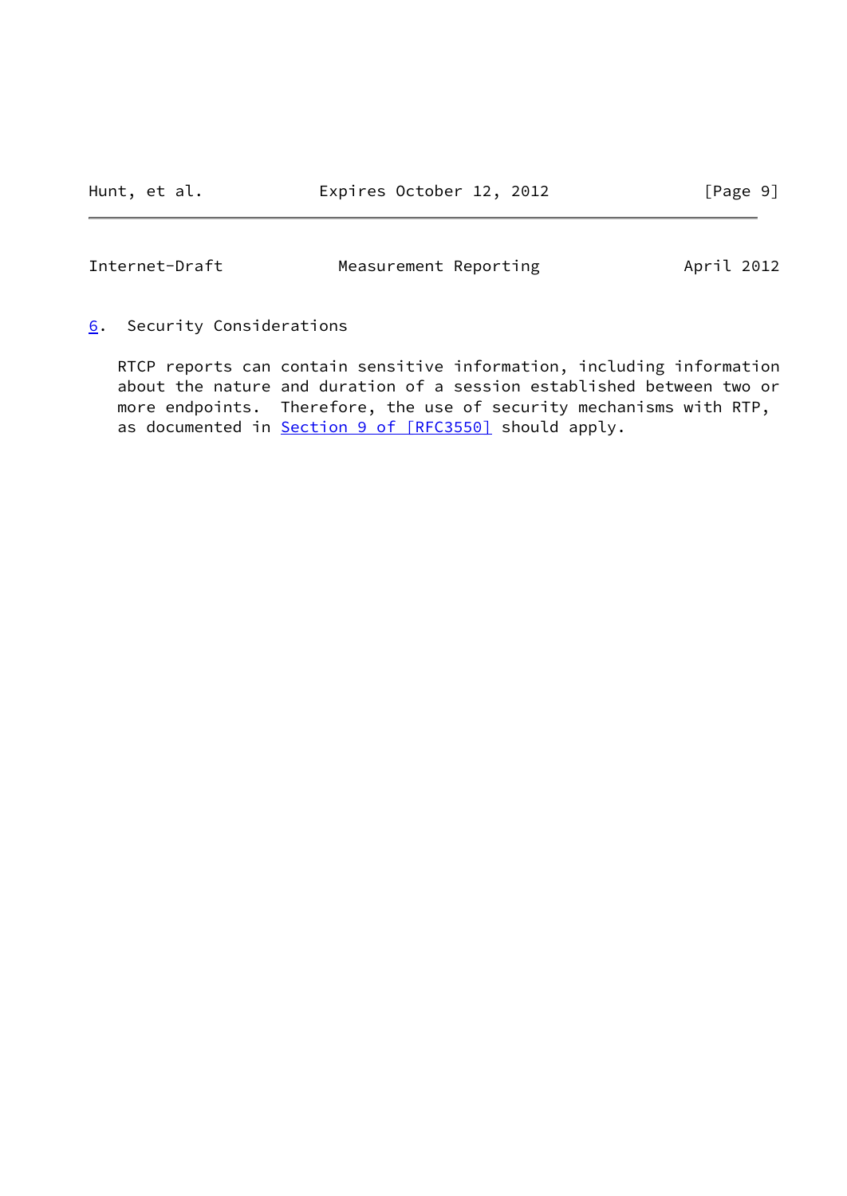## 6. Security Considerations

RTCP reports can contain sensitive information, including information about the nature and duration of a session established between two or more endpoints. Therefore, the use of security mechanisms with RTP, as documented in Section 9 of [RFC3550] should apply.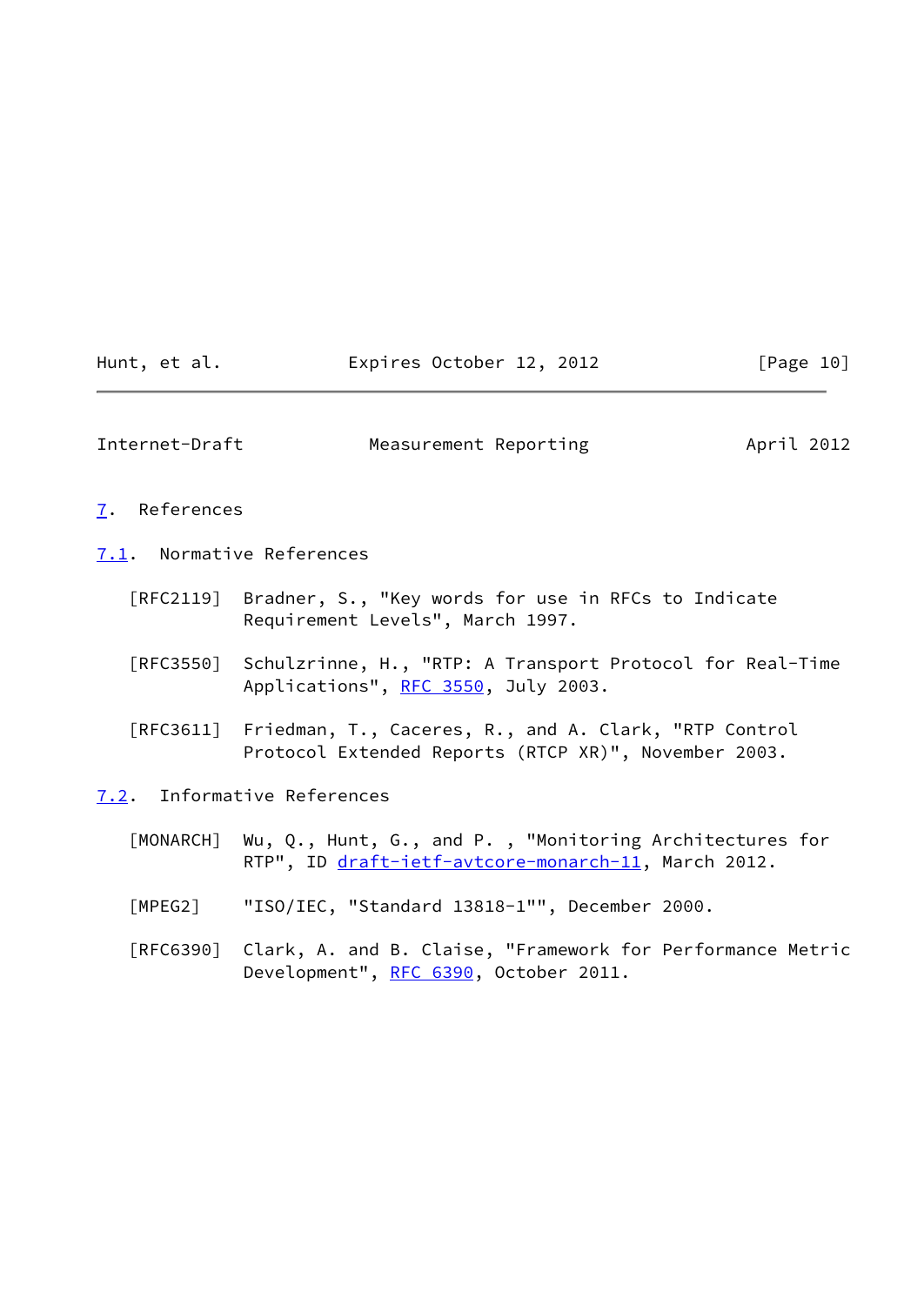## 7. References

### 7.1. Normative References

[RFC2119] Bradner, S., "Key words for use in RFCs to Indicate Requirement Levels", March 1997.

[RFC3550] Schulzrinne, H., "RTP: A Transport Protocol for Real-Time Applications", RFC 3550, July 2003.

[RFC3611] Friedman, T., Caceres, R., and A. Clark, "RTP Control Protocol Extended Reports (RTCP XR)", November 2003.

### 7.2. Informative References

[MONARCH] Wu, Q., Hunt, G., and P. , "Monitoring Architectures for RTP", ID draft-ietf-avtcore-monarch-11, March 2012.

[MPEG2] "ISO/IEC, "Standard 13818-1"", December 2000.

[RFC6390] Clark, A. and B. Claise, "Framework for Performance Metric Development", RFC 6390, October 2011.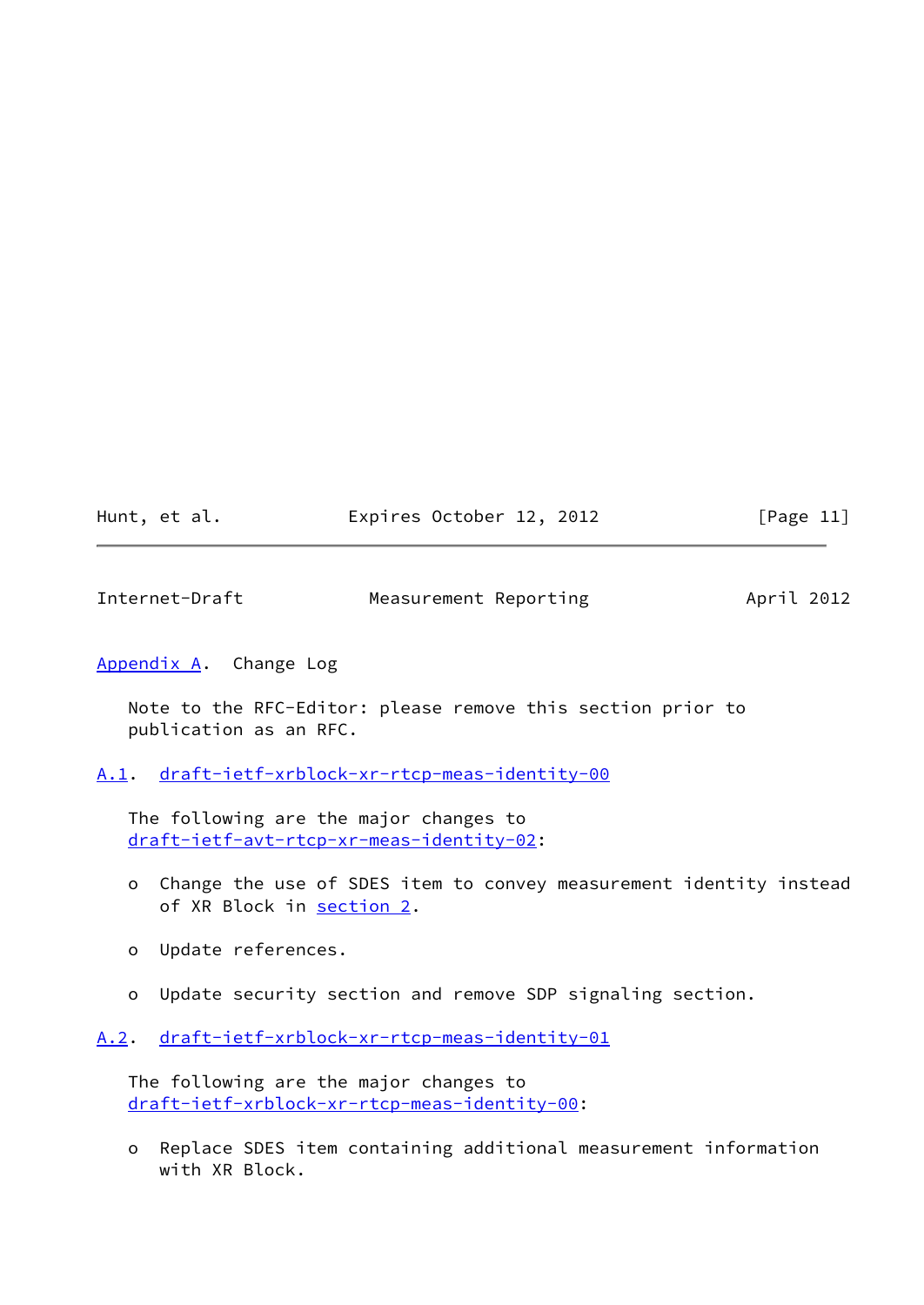## Appendix A. Change Log

Note to the RFC-Editor: please remove this section prior to publication as an RFC.

### A.1. draft-ietf-xrblock-xr-rtcp-meas-identity-00

The following are the major changes to draft-ietf-avt-rtcp-xr-meas-identity-02:

- Change the use of SDES item to convey measurement identity instead of XR Block in section 2.
- Update references.
- Update security section and remove SDP signaling section.

### A.2. draft-ietf-xrblock-xr-rtcp-meas-identity-01

The following are the major changes to draft-ietf-xrblock-xr-rtcp-meas-identity-00:

- Replace SDES item containing additional measurement information with XR Block.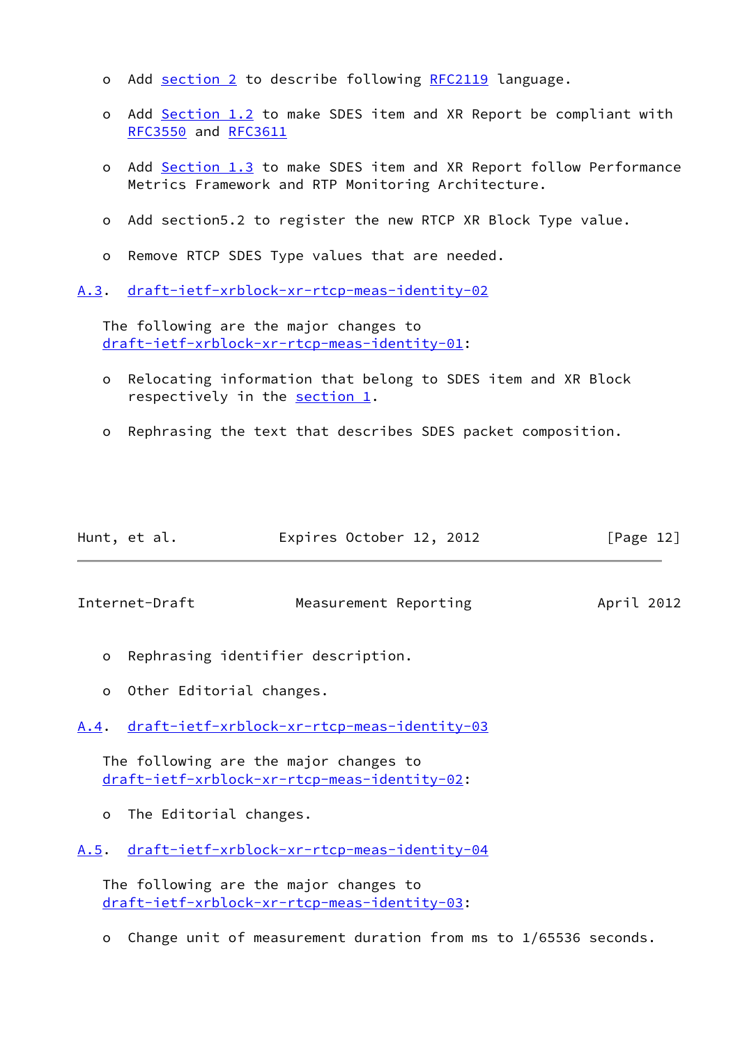- Add section 2 to describe following RFC2119 language.

- Add Section 1.2 to make SDES item and XR Report be compliant with RFC3550 and RFC3611

- Add Section 1.3 to make SDES item and XR Report follow Performance Metrics Framework and RTP Monitoring Architecture.

- Add section5.2 to register the new RTCP XR Block Type value.

- Remove RTCP SDES Type values that are needed.

### A.3. draft-ietf-xrblock-xr-rtcp-meas-identity-02

The following are the major changes to draft-ietf-xrblock-xr-rtcp-meas-identity-01:

- Relocating information that belong to SDES item and XR Block respectively in the section 1.

- Rephrasing the text that describes SDES packet composition.

- Rephrasing identifier description.

- Other Editorial changes.

### A.4. draft-ietf-xrblock-xr-rtcp-meas-identity-03

The following are the major changes to draft-ietf-xrblock-xr-rtcp-meas-identity-02:

- The Editorial changes.

### A.5. draft-ietf-xrblock-xr-rtcp-meas-identity-04

The following are the major changes to draft-ietf-xrblock-xr-rtcp-meas-identity-03:

- Change unit of measurement duration from ms to 1/65536 seconds.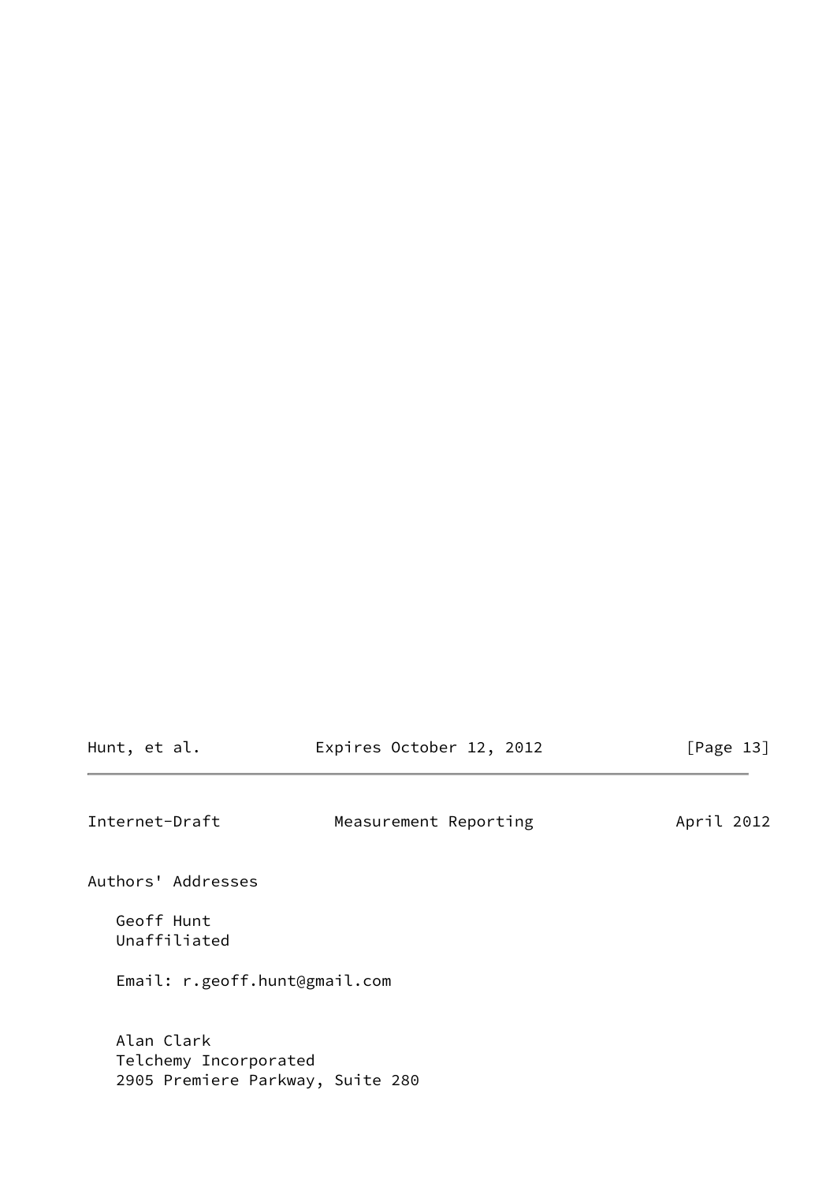## Authors' Addresses

Geoff Hunt
Unaffiliated

Email: r.geoff.hunt@gmail.com

Alan Clark
Telchemy Incorporated
2905 Premiere Parkway, Suite 280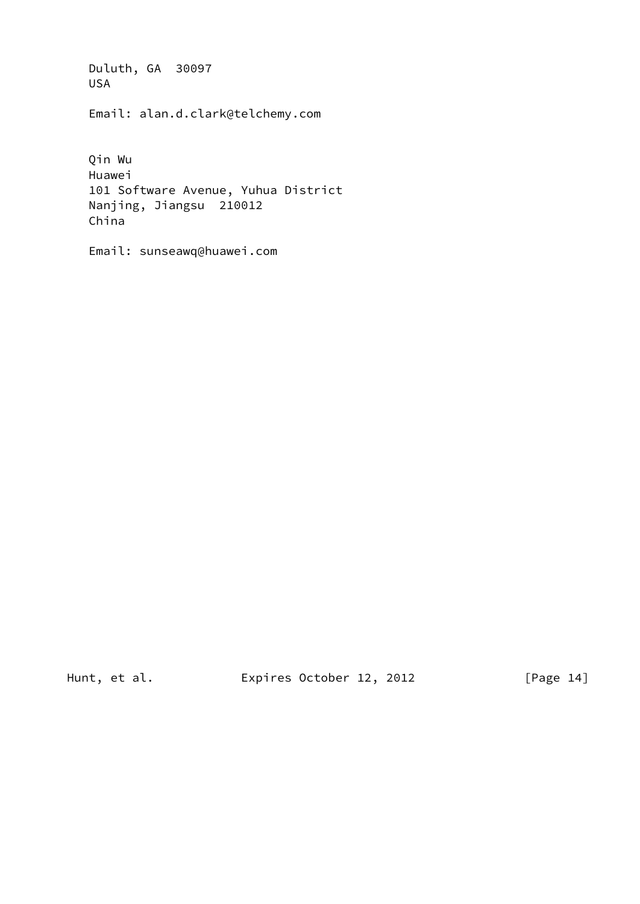Duluth, GA  30097
USA

Email: alan.d.clark@telchemy.com

Qin Wu
Huawei
101 Software Avenue, Yuhua District
Nanjing, Jiangsu  210012
China

Email: sunseawq@huawei.com